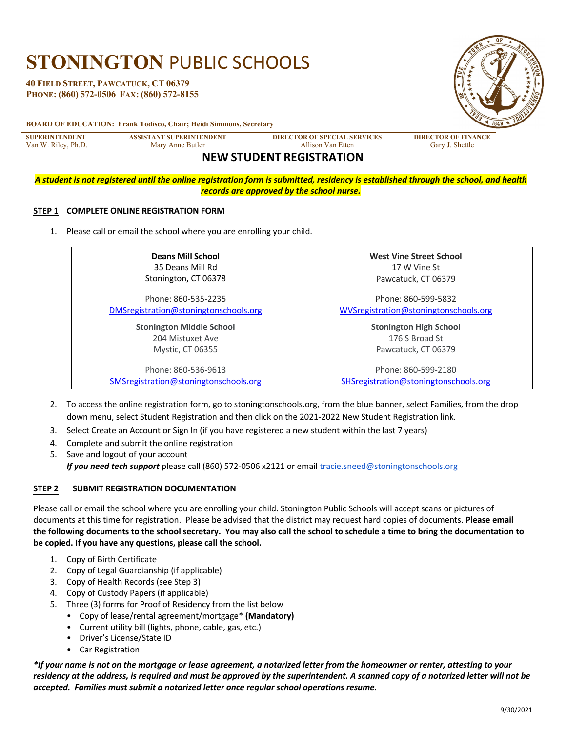# STONINGTON PUBLIC SCHOOLS

**40 Field Street, Pawcatuck, CT 06379**
**Phone: (860) 572-0506 Fax: (860) 572-8155**

**BOARD OF EDUCATION: Frank Todisco, Chair; Heidi Simmons, Secretary**

| SUPERINTENDENT | ASSISTANT SUPERINTENDENT | DIRECTOR OF SPECIAL SERVICES | DIRECTOR OF FINANCE |
|---|---|---|---|
| Van W. Riley, Ph.D. | Mary Anne Butler | Allison Van Etten | Gary J. Shettle |

## NEW STUDENT REGISTRATION

***A student is not registered until the online registration form is submitted, residency is established through the school, and health records are approved by the school nurse.***

### STEP 1 COMPLETE ONLINE REGISTRATION FORM

1. Please call or email the school where you are enrolling your child.

| Deans Mill School | West Vine Street School |
|---|---|
| 35 Deans Mill Rd<br>Stonington, CT 06378<br><br>Phone: 860-535-2235<br>DMSregistration@stoningtonschools.org | 17 W Vine St<br>Pawcatuck, CT 06379<br><br>Phone: 860-599-5832<br>WVSregistration@stoningtonschools.org |
| **Stonington Middle School**<br>204 Mistuxet Ave<br>Mystic, CT 06355<br><br>Phone: 860-536-9613<br>SMSregistration@stoningtonschools.org | **Stonington High School**<br>176 S Broad St<br>Pawcatuck, CT 06379<br><br>Phone: 860-599-2180<br>SHSregistration@stoningtonschools.org |

2. To access the online registration form, go to stoningtonschools.org, from the blue banner, select Families, from the drop down menu, select Student Registration and then click on the 2021-2022 New Student Registration link.
3. Select Create an Account or Sign In (if you have registered a new student within the last 7 years)
4. Complete and submit the online registration
5. Save and logout of your account
   ***If you need tech support*** please call (860) 572-0506 x2121 or email tracie.sneed@stoningtonschools.org

### STEP 2 SUBMIT REGISTRATION DOCUMENTATION

Please call or email the school where you are enrolling your child. Stonington Public Schools will accept scans or pictures of documents at this time for registration. Please be advised that the district may request hard copies of documents. **Please email the following documents to the school secretary. You may also call the school to schedule a time to bring the documentation to be copied. If you have any questions, please call the school.**

1. Copy of Birth Certificate
2. Copy of Legal Guardianship (if applicable)
3. Copy of Health Records (see Step 3)
4. Copy of Custody Papers (if applicable)
5. Three (3) forms for Proof of Residency from the list below
   - Copy of lease/rental agreement/mortgage* **(Mandatory)**
   - Current utility bill (lights, phone, cable, gas, etc.)
   - Driver's License/State ID
   - Car Registration

***If your name is not on the mortgage or lease agreement, a notarized letter from the homeowner or renter, attesting to your residency at the address, is required and must be approved by the superintendent. A scanned copy of a notarized letter will not be accepted. Families must submit a notarized letter once regular school operations resume.***

9/30/2021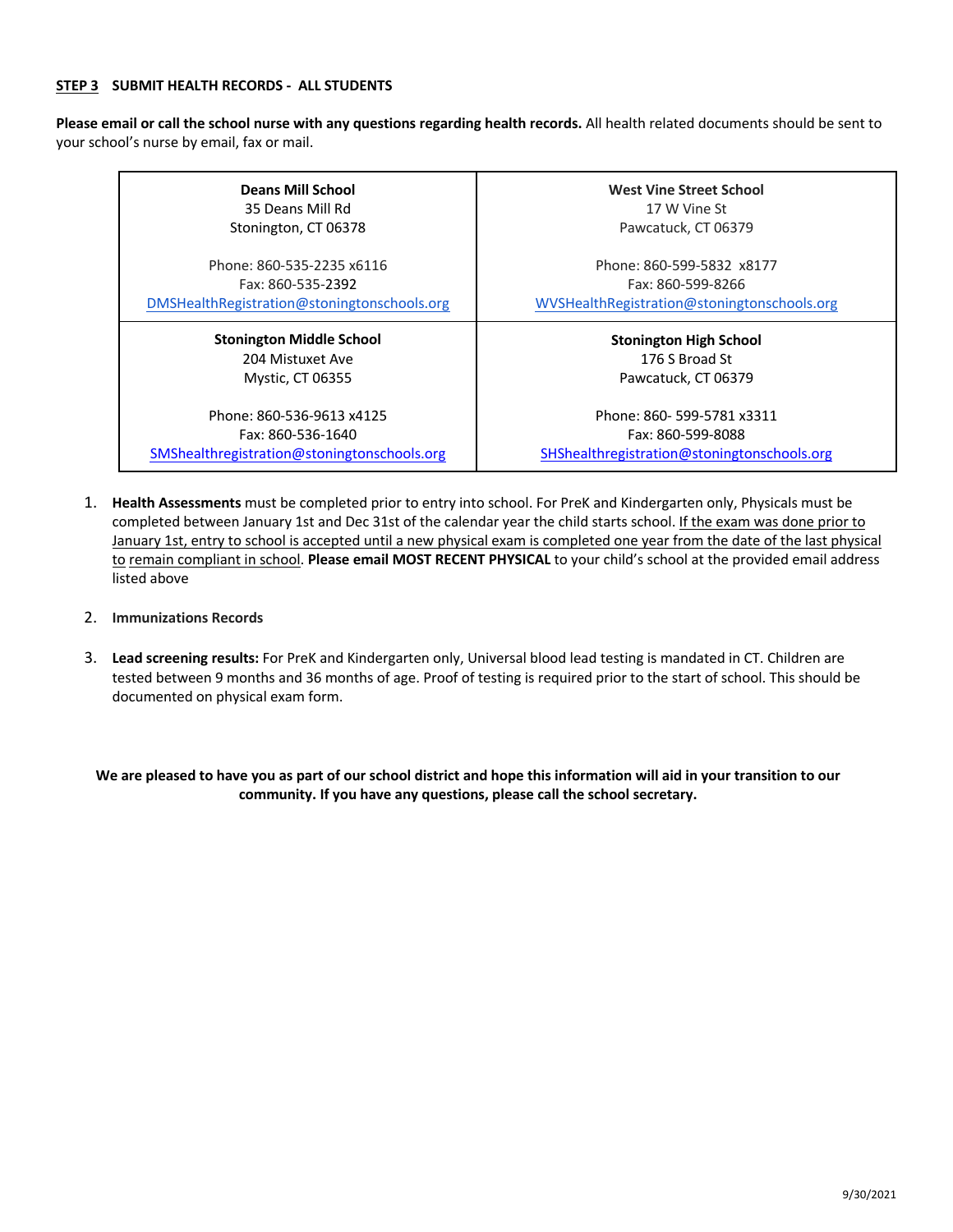**STEP 3 SUBMIT HEALTH RECORDS - ALL STUDENTS**

**Please email or call the school nurse with any questions regarding health records.** All health related documents should be sent to your school's nurse by email, fax or mail.

| | |
|---|---|
| **Deans Mill School**<br>35 Deans Mill Rd<br>Stonington, CT 06378<br><br>Phone: 860-535-2235 x6116<br>Fax: 860-535-2392<br>DMSHealthRegistration@stoningtonschools.org | **West Vine Street School**<br>17 W Vine St<br>Pawcatuck, CT 06379<br><br>Phone: 860-599-5832 x8177<br>Fax: 860-599-8266<br>WVSHealthRegistration@stoningtonschools.org |
| **Stonington Middle School**<br>204 Mistuxet Ave<br>Mystic, CT 06355<br><br>Phone: 860-536-9613 x4125<br>Fax: 860-536-1640<br>SMShealthregistration@stoningtonschools.org | **Stonington High School**<br>176 S Broad St<br>Pawcatuck, CT 06379<br><br>Phone: 860- 599-5781 x3311<br>Fax: 860-599-8088<br>SHShealthregistration@stoningtonschools.org |

1. **Health Assessments** must be completed prior to entry into school. For PreK and Kindergarten only, Physicals must be completed between January 1st and Dec 31st of the calendar year the child starts school. If the exam was done prior to January 1st, entry to school is accepted until a new physical exam is completed one year from the date of the last physical to remain compliant in school. **Please email MOST RECENT PHYSICAL** to your child's school at the provided email address listed above

2. **Immunizations Records**

3. **Lead screening results:** For PreK and Kindergarten only, Universal blood lead testing is mandated in CT. Children are tested between 9 months and 36 months of age. Proof of testing is required prior to the start of school. This should be documented on physical exam form.

**We are pleased to have you as part of our school district and hope this information will aid in your transition to our community. If you have any questions, please call the school secretary.**

9/30/2021